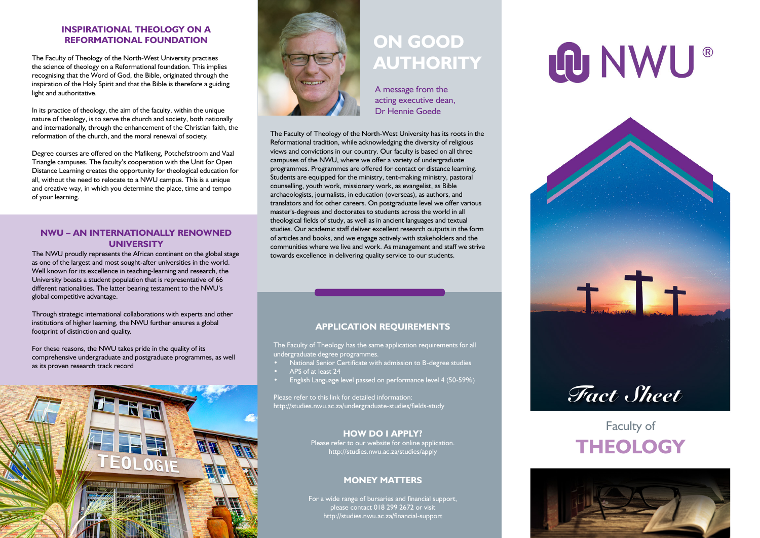## INSPIRATIONAL THEOLOGY ON A REFORMATIONAL FOUNDATION

The Faculty of Theology of the North-West University practises the science of theology on a Reformational foundation. This implies recognising that the Word of God, the Bible, originated through the inspiration of the Holy Spirit and that the Bible is therefore a guiding light and authoritative.

In its practice of theology, the aim of the faculty, within the unique nature of theology, is to serve the church and society, both nationally and internationally, through the enhancement of the Christian faith, the reformation of the church, and the moral renewal of society.

Degree courses are offered on the Mafikeng, Potchefstroom and Vaal Triangle campuses. The faculty's cooperation with the Unit for Open Distance Learning creates the opportunity for theological education for all, without the need to relocate to a NWU campus. This is a unique and creative way, in which you determine the place, time and tempo of your learning.

## NWU – AN INTERNATIONALLY RENOWNED UNIVERSITY

The NWU proudly represents the African continent on the global stage as one of the largest and most sought-after universities in the world. Well known for its excellence in teaching-learning and research, the University boasts a student population that is representative of 66 different nationalities. The latter bearing testament to the NWU's global competitive advantage.

Through strategic international collaborations with experts and other institutions of higher learning, the NWU further ensures a global footprint of distinction and quality.

For these reasons, the NWU takes pride in the quality of its comprehensive undergraduate and postgraduate programmes, as well as its proven research track record

TEOLOGIE

# ON GOOD AUTHORITY

A message from the acting executive dean, Dr Hennie Goede

The Faculty of Theology of the North-West University has its roots in the Reformational tradition, while acknowledging the diversity of religious views and convictions in our country. Our faculty is based on all three campuses of the NWU, where we offer a variety of undergraduate programmes. Programmes are offered for contact or distance learning. Students are equipped for the ministry, tent-making ministry, pastoral counselling, youth work, missionary work, as evangelist, as Bible archaeologists, journalists, in education (overseas), as authors, and translators and fot other careers. On postgraduate level we offer various master's-degrees and doctorates to students across the world in all theological fields of study, as well as in ancient languages and textual studies. Our academic staff deliver excellent research outputs in the form of articles and books, and we engage actively with stakeholders and the communities where we live and work. As management and staff we strive towards excellence in delivering quality service to our students.

## APPLICATION REQUIREMENTS

The Faculty of Theology has the same application requirements for all undergraduate degree programmes.

- National Senior Certificate with admission to B-degree studies
- APS of at least 24
- English Language level passed on performance level 4 (50-59%)

Please refer to this link for detailed information:
http://studies.nwu.ac.za/undergraduate-studies/fields-study

## HOW DO I APPLY?

Please refer to our website for online application.
http://studies.nwu.ac.za/studies/apply

## MONEY MATTERS

For a wide range of bursaries and financial support, please contact 018 299 2672 or visit
http://studies.nwu.ac.za/financial-support

NWU®

*Fact Sheet*

Faculty of
# THEOLOGY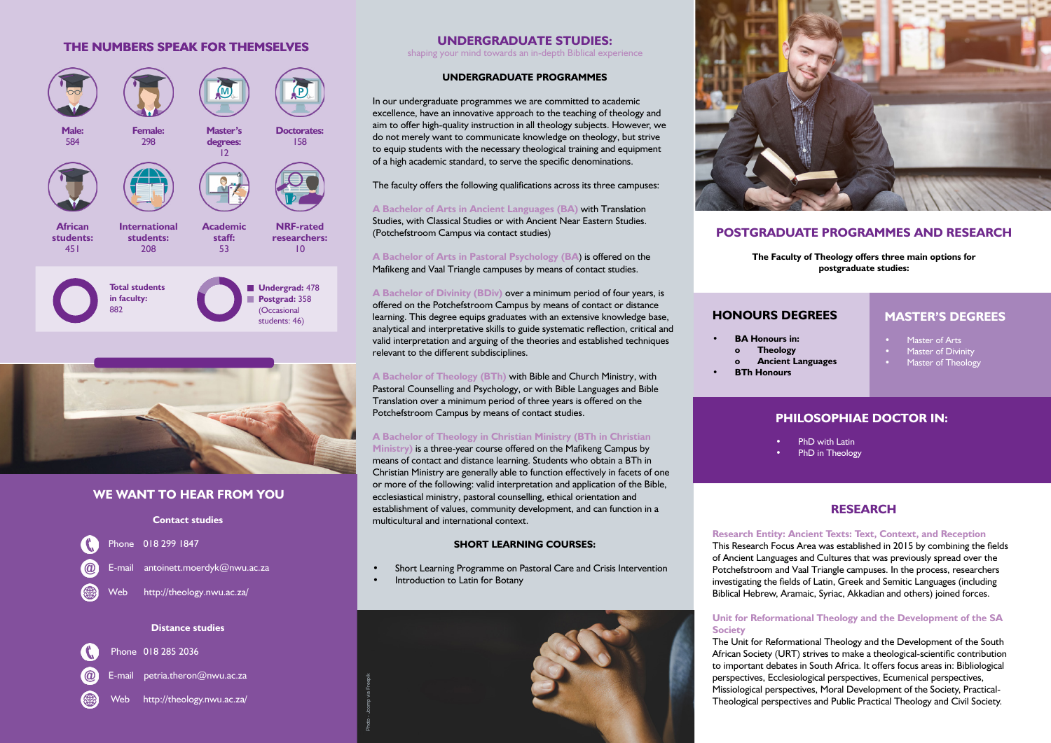## THE NUMBERS SPEAK FOR THEMSELVES

**Male:** 584

**Female:** 298

**Master's degrees:** 12

**Doctorates:** 158

**African students:** 451

**International students:** 208

**Academic staff:** 53

**NRF-rated researchers:** 10

**Total students in faculty:** 882

**Undergrad:** 478
**Postgrad:** 358
(Occasional students: 46)

## WE WANT TO HEAR FROM YOU

**Contact studies**

Phone 018 299 1847

E-mail antoinett.moerdyk@nwu.ac.za

Web http://theology.nwu.ac.za/

**Distance studies**

Phone 018 285 2036

E-mail petria.theron@nwu.ac.za

Web http://theology.nwu.ac.za/

## UNDERGRADUATE STUDIES:

shaping your mind towards an in-depth Biblical experience

### UNDERGRADUATE PROGRAMMES

In our undergraduate programmes we are committed to academic excellence, have an innovative approach to the teaching of theology and aim to offer high-quality instruction in all theology subjects. However, we do not merely want to communicate knowledge on theology, but strive to equip students with the necessary theological training and equipment of a high academic standard, to serve the specific denominations.

The faculty offers the following qualifications across its three campuses:

A Bachelor of Arts in Ancient Languages (BA) with Translation Studies, with Classical Studies or with Ancient Near Eastern Studies. (Potchefstroom Campus via contact studies)

A Bachelor of Arts in Pastoral Psychology (BA) is offered on the Mafikeng and Vaal Triangle campuses by means of contact studies.

A Bachelor of Divinity (BDiv) over a minimum period of four years, is offered on the Potchefstroom Campus by means of contact or distance learning. This degree equips graduates with an extensive knowledge base, analytical and interpretative skills to guide systematic reflection, critical and valid interpretation and arguing of the theories and established techniques relevant to the different subdisciplines.

A Bachelor of Theology (BTh) with Bible and Church Ministry, with Pastoral Counselling and Psychology, or with Bible Languages and Bible Translation over a minimum period of three years is offered on the Potchefstroom Campus by means of contact studies.

A Bachelor of Theology in Christian Ministry (BTh in Christian Ministry) is a three-year course offered on the Mafikeng Campus by means of contact and distance learning. Students who obtain a BTh in Christian Ministry are generally able to function effectively in facets of one or more of the following: valid interpretation and application of the Bible, ecclesiastical ministry, pastoral counselling, ethical orientation and establishment of values, community development, and can function in a multicultural and international context.

### SHORT LEARNING COURSES:

- Short Learning Programme on Pastoral Care and Crisis Intervention
- Introduction to Latin for Botany

Photo : Jcomp via Freepik

## POSTGRADUATE PROGRAMMES AND RESEARCH

**The Faculty of Theology offers three main options for postgraduate studies:**

### HONOURS DEGREES

- **BA Honours in:**
  - **Theology**
  - **Ancient Languages**
- **BTh Honours**

### MASTER'S DEGREES

- Master of Arts
- Master of Divinity
- Master of Theology

### PHILOSOPHIAE DOCTOR IN:

- PhD with Latin
- PhD in Theology

### RESEARCH

**Research Entity: Ancient Texts: Text, Context, and Reception**

This Research Focus Area was established in 2015 by combining the fields of Ancient Languages and Cultures that was previously spread over the Potchefstroom and Vaal Triangle campuses. In the process, researchers investigating the fields of Latin, Greek and Semitic Languages (including Biblical Hebrew, Aramaic, Syriac, Akkadian and others) joined forces.

**Unit for Reformational Theology and the Development of the SA Society**

The Unit for Reformational Theology and the Development of the South African Society (URT) strives to make a theological-scientific contribution to important debates in South Africa. It offers focus areas in: Bibliological perspectives, Ecclesiological perspectives, Ecumenical perspectives, Missiological perspectives, Moral Development of the Society, Practical-Theological perspectives and Public Practical Theology and Civil Society.